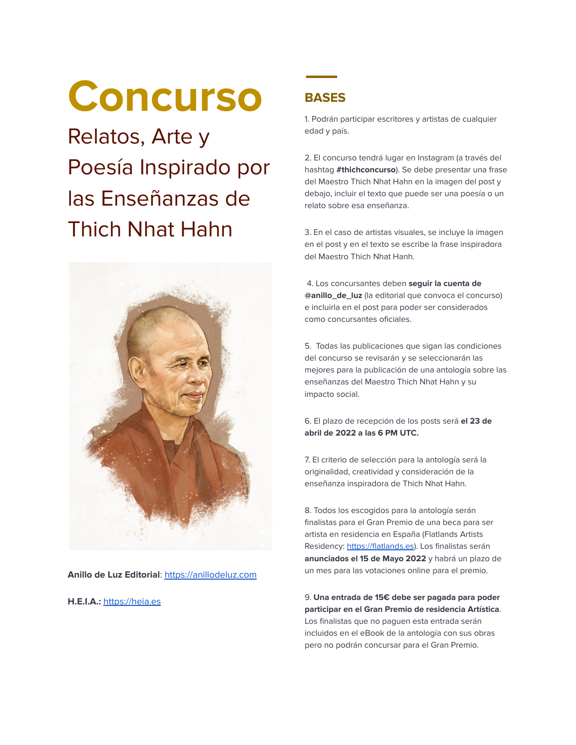# Concurso

## Relatos, Arte y Poesía Inspirado por las Enseñanzas de Thich Nhat Hahn

**Anillo de Luz Editorial**: https://anillodeluz.com

**H.E.I.A.:** https://heia.es

## BASES

1. Podrán participar escritores y artistas de cualquier edad y país.

2. El concurso tendrá lugar en Instagram (a través del hashtag **#thichconcurso**). Se debe presentar una frase del Maestro Thich Nhat Hahn en la imagen del post y debajo, incluir el texto que puede ser una poesía o un relato sobre esa enseñanza.

3. En el caso de artistas visuales, se incluye la imagen en el post y en el texto se escribe la frase inspiradora del Maestro Thich Nhat Hanh.

4. Los concursantes deben **seguir la cuenta de @anillo_de_luz** (la editorial que convoca el concurso) e incluirla en el post para poder ser considerados como concursantes oficiales.

5. Todas las publicaciones que sigan las condiciones del concurso se revisarán y se seleccionarán las mejores para la publicación de una antología sobre las enseñanzas del Maestro Thich Nhat Hahn y su impacto social.

6. El plazo de recepción de los posts será **el 23 de abril de 2022 a las 6 PM UTC.**

7. El criterio de selección para la antología será la originalidad, creatividad y consideración de la enseñanza inspiradora de Thich Nhat Hahn.

8. Todos los escogidos para la antología serán finalistas para el Gran Premio de una beca para ser artista en residencia en España (Flatlands Artists Residency: https://flatlands.es). Los finalistas serán **anunciados el 15 de Mayo 2022** y habrá un plazo de un mes para las votaciones online para el premio.

9. **Una entrada de 15€ debe ser pagada para poder participar en el Gran Premio de residencia Artística**. Los finalistas que no paguen esta entrada serán incluidos en el eBook de la antología con sus obras pero no podrán concursar para el Gran Premio.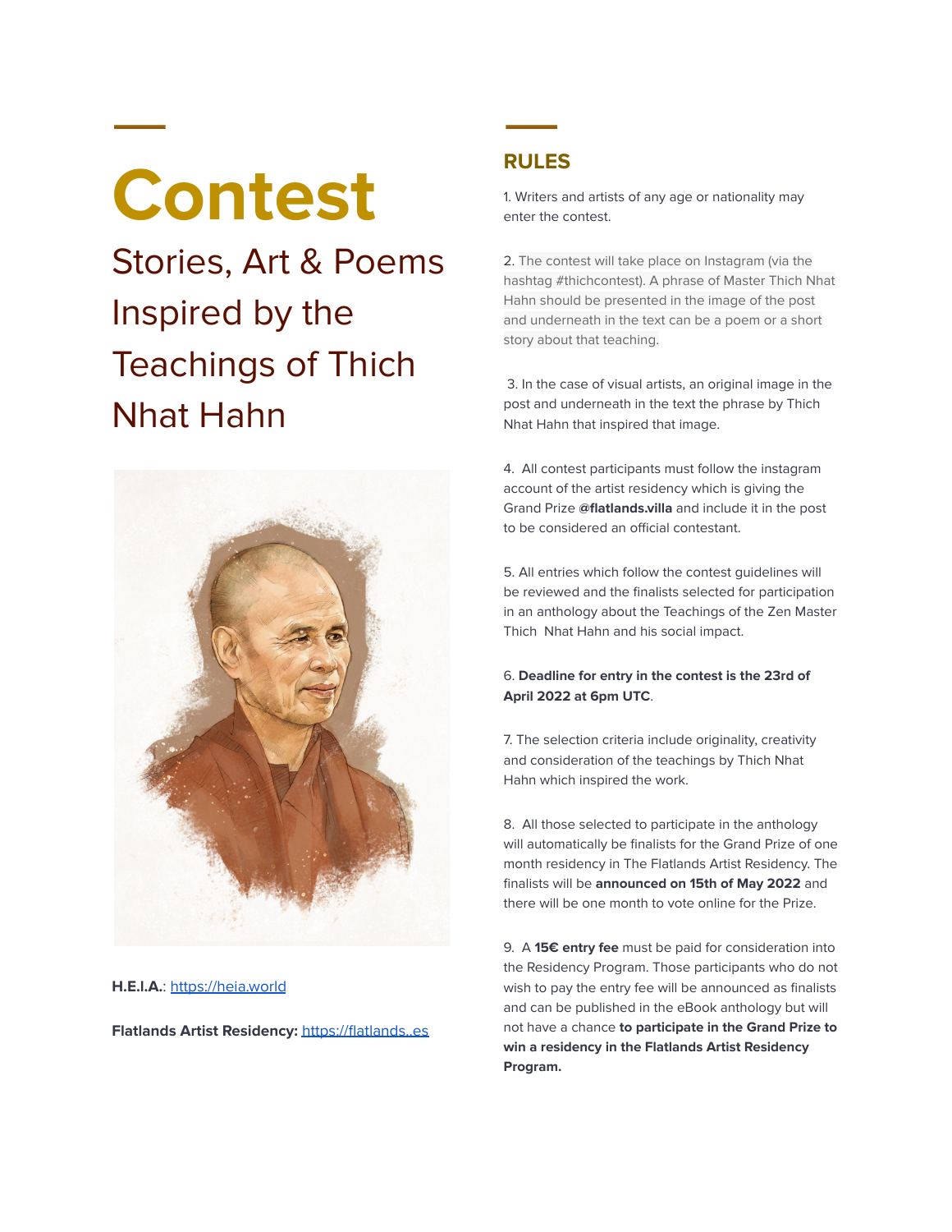# Contest

## Stories, Art & Poems Inspired by the Teachings of Thich Nhat Hahn

**H.E.I.A.**: https://heia.world

**Flatlands Artist Residency:** https://flatlands..es

## RULES

1. Writers and artists of any age or nationality may enter the contest.

2. The contest will take place on Instagram (via the hashtag #thichcontest). A phrase of Master Thich Nhat Hahn should be presented in the image of the post and underneath in the text can be a poem or a short story about that teaching.

3. In the case of visual artists, an original image in the post and underneath in the text the phrase by Thich Nhat Hahn that inspired that image.

4. All contest participants must follow the instagram account of the artist residency which is giving the Grand Prize **@flatlands.villa** and include it in the post to be considered an official contestant.

5. All entries which follow the contest guidelines will be reviewed and the finalists selected for participation in an anthology about the Teachings of the Zen Master Thich Nhat Hahn and his social impact.

6. **Deadline for entry in the contest is the 23rd of April 2022 at 6pm UTC**.

7. The selection criteria include originality, creativity and consideration of the teachings by Thich Nhat Hahn which inspired the work.

8. All those selected to participate in the anthology will automatically be finalists for the Grand Prize of one month residency in The Flatlands Artist Residency. The finalists will be **announced on 15th of May 2022** and there will be one month to vote online for the Prize.

9. A **15€ entry fee** must be paid for consideration into the Residency Program. Those participants who do not wish to pay the entry fee will be announced as finalists and can be published in the eBook anthology but will not have a chance **to participate in the Grand Prize to win a residency in the Flatlands Artist Residency Program.**